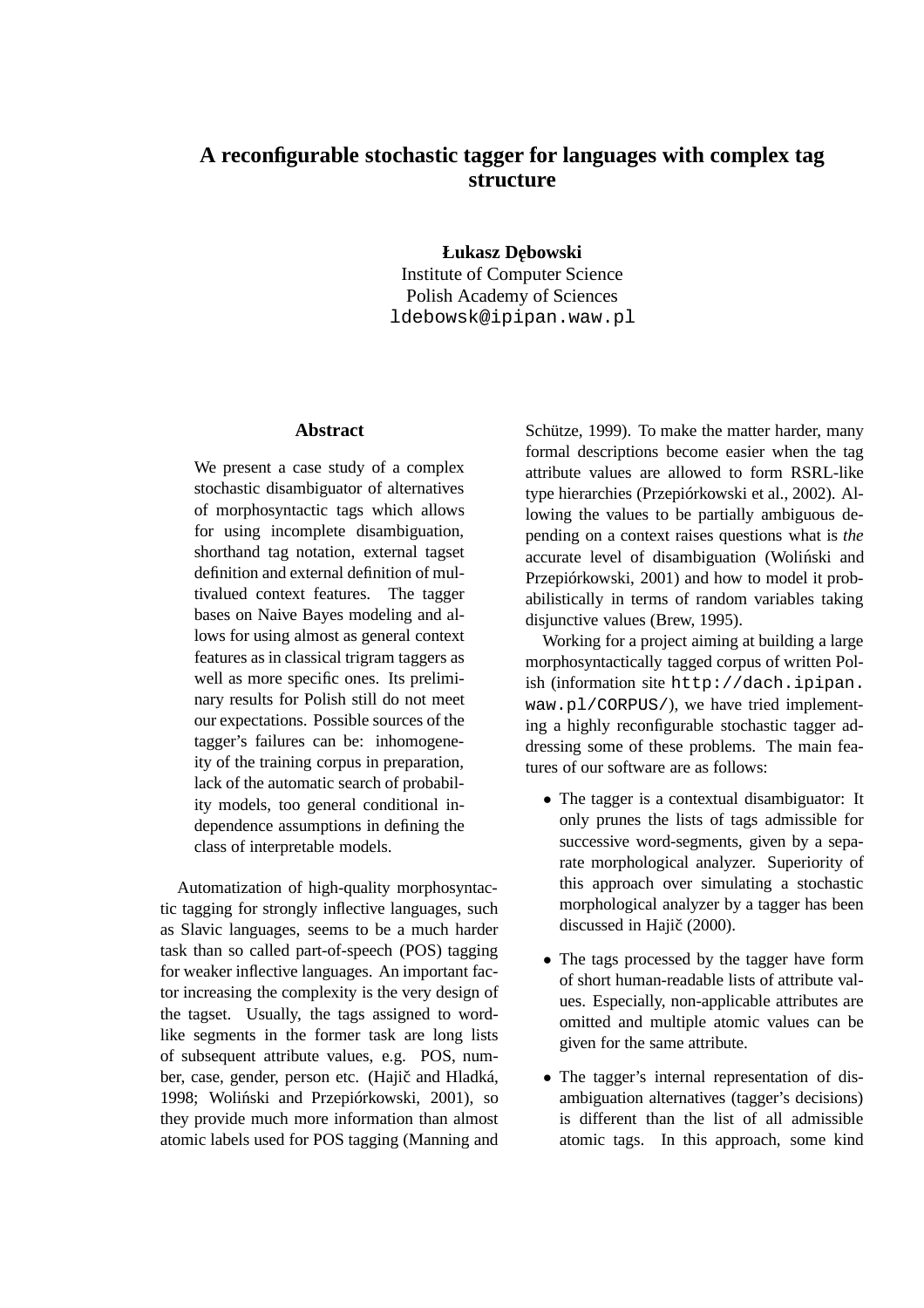# A reconfigurable stochastic tagger for languages with complex tag structure

**Łukasz Dębowski**
Institute of Computer Science
Polish Academy of Sciences
`ldebowsk@ipipan.waw.pl`

## Abstract

We present a case study of a complex stochastic disambiguator of alternatives of morphosyntactic tags which allows for using incomplete disambiguation, shorthand tag notation, external tagset definition and external definition of multivalued context features. The tagger bases on Naive Bayes modeling and allows for using almost as general context features as in classical trigram taggers as well as more specific ones. Its preliminary results for Polish still do not meet our expectations. Possible sources of the tagger's failures can be: inhomogeneity of the training corpus in preparation, lack of the automatic search of probability models, too general conditional independence assumptions in defining the class of interpretable models.

Automatization of high-quality morphosyntactic tagging for strongly inflective languages, such as Slavic languages, seems to be a much harder task than so called part-of-speech (POS) tagging for weaker inflective languages. An important factor increasing the complexity is the very design of the tagset. Usually, the tags assigned to word-like segments in the former task are long lists of subsequent attribute values, e.g. POS, number, case, gender, person etc. (Hajič and Hladká, 1998; Woliński and Przepiórkowski, 2001), so they provide much more information than almost atomic labels used for POS tagging (Manning and Schütze, 1999). To make the matter harder, many formal descriptions become easier when the tag attribute values are allowed to form RSRL-like type hierarchies (Przepiórkowski et al., 2002). Allowing the values to be partially ambiguous depending on a context raises questions what is *the* accurate level of disambiguation (Woliński and Przepiórkowski, 2001) and how to model it probabilistically in terms of random variables taking disjunctive values (Brew, 1995).

Working for a project aiming at building a large morphosyntactically tagged corpus of written Polish (information site `http://dach.ipipan.waw.pl/CORPUS/`), we have tried implementing a highly reconfigurable stochastic tagger addressing some of these problems. The main features of our software are as follows:

- The tagger is a contextual disambiguator: It only prunes the lists of tags admissible for successive word-segments, given by a separate morphological analyzer. Superiority of this approach over simulating a stochastic morphological analyzer by a tagger has been discussed in Hajič (2000).
- The tags processed by the tagger have form of short human-readable lists of attribute values. Especially, non-applicable attributes are omitted and multiple atomic values can be given for the same attribute.
- The tagger's internal representation of disambiguation alternatives (tagger's decisions) is different than the list of all admissible atomic tags. In this approach, some kind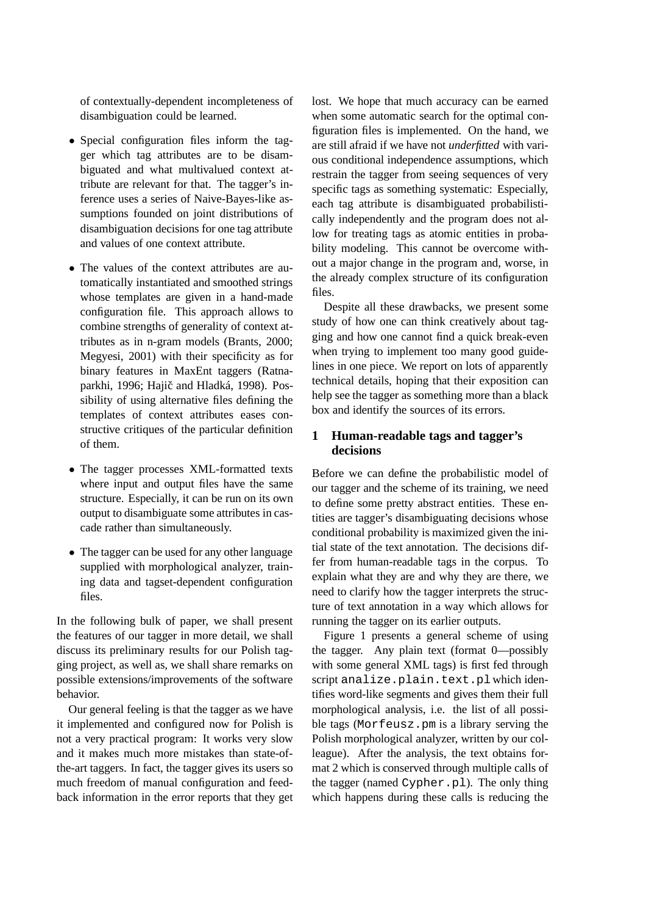of contextually-dependent incompleteness of disambiguation could be learned.

- Special configuration files inform the tagger which tag attributes are to be disambiguated and what multivalued context attribute are relevant for that. The tagger's inference uses a series of Naive-Bayes-like assumptions founded on joint distributions of disambiguation decisions for one tag attribute and values of one context attribute.

- The values of the context attributes are automatically instantiated and smoothed strings whose templates are given in a hand-made configuration file. This approach allows to combine strengths of generality of context attributes as in n-gram models (Brants, 2000; Megyesi, 2001) with their specificity as for binary features in MaxEnt taggers (Ratnaparkhi, 1996; Hajič and Hladká, 1998). Possibility of using alternative files defining the templates of context attributes eases constructive critiques of the particular definition of them.

- The tagger processes XML-formatted texts where input and output files have the same structure. Especially, it can be run on its own output to disambiguate some attributes in cascade rather than simultaneously.

- The tagger can be used for any other language supplied with morphological analyzer, training data and tagset-dependent configuration files.

In the following bulk of paper, we shall present the features of our tagger in more detail, we shall discuss its preliminary results for our Polish tagging project, as well as, we shall share remarks on possible extensions/improvements of the software behavior.

Our general feeling is that the tagger as we have it implemented and configured now for Polish is not a very practical program: It works very slow and it makes much more mistakes than state-of-the-art taggers. In fact, the tagger gives its users so much freedom of manual configuration and feedback information in the error reports that they get lost. We hope that much accuracy can be earned when some automatic search for the optimal configuration files is implemented. On the hand, we are still afraid if we have not *underfitted* with various conditional independence assumptions, which restrain the tagger from seeing sequences of very specific tags as something systematic: Especially, each tag attribute is disambiguated probabilistically independently and the program does not allow for treating tags as atomic entities in probability modeling. This cannot be overcome without a major change in the program and, worse, in the already complex structure of its configuration files.

Despite all these drawbacks, we present some study of how one can think creatively about tagging and how one cannot find a quick break-even when trying to implement too many good guidelines in one piece. We report on lots of apparently technical details, hoping that their exposition can help see the tagger as something more than a black box and identify the sources of its errors.

## 1 Human-readable tags and tagger's decisions

Before we can define the probabilistic model of our tagger and the scheme of its training, we need to define some pretty abstract entities. These entities are tagger's disambiguating decisions whose conditional probability is maximized given the initial state of the text annotation. The decisions differ from human-readable tags in the corpus. To explain what they are and why they are there, we need to clarify how the tagger interprets the structure of text annotation in a way which allows for running the tagger on its earlier outputs.

Figure 1 presents a general scheme of using the tagger. Any plain text (format 0—possibly with some general XML tags) is first fed through script `analize.plain.text.pl` which identifies word-like segments and gives them their full morphological analysis, i.e. the list of all possible tags (`Morfeusz.pm` is a library serving the Polish morphological analyzer, written by our colleague). After the analysis, the text obtains format 2 which is conserved through multiple calls of the tagger (named `Cypher.pl`). The only thing which happens during these calls is reducing the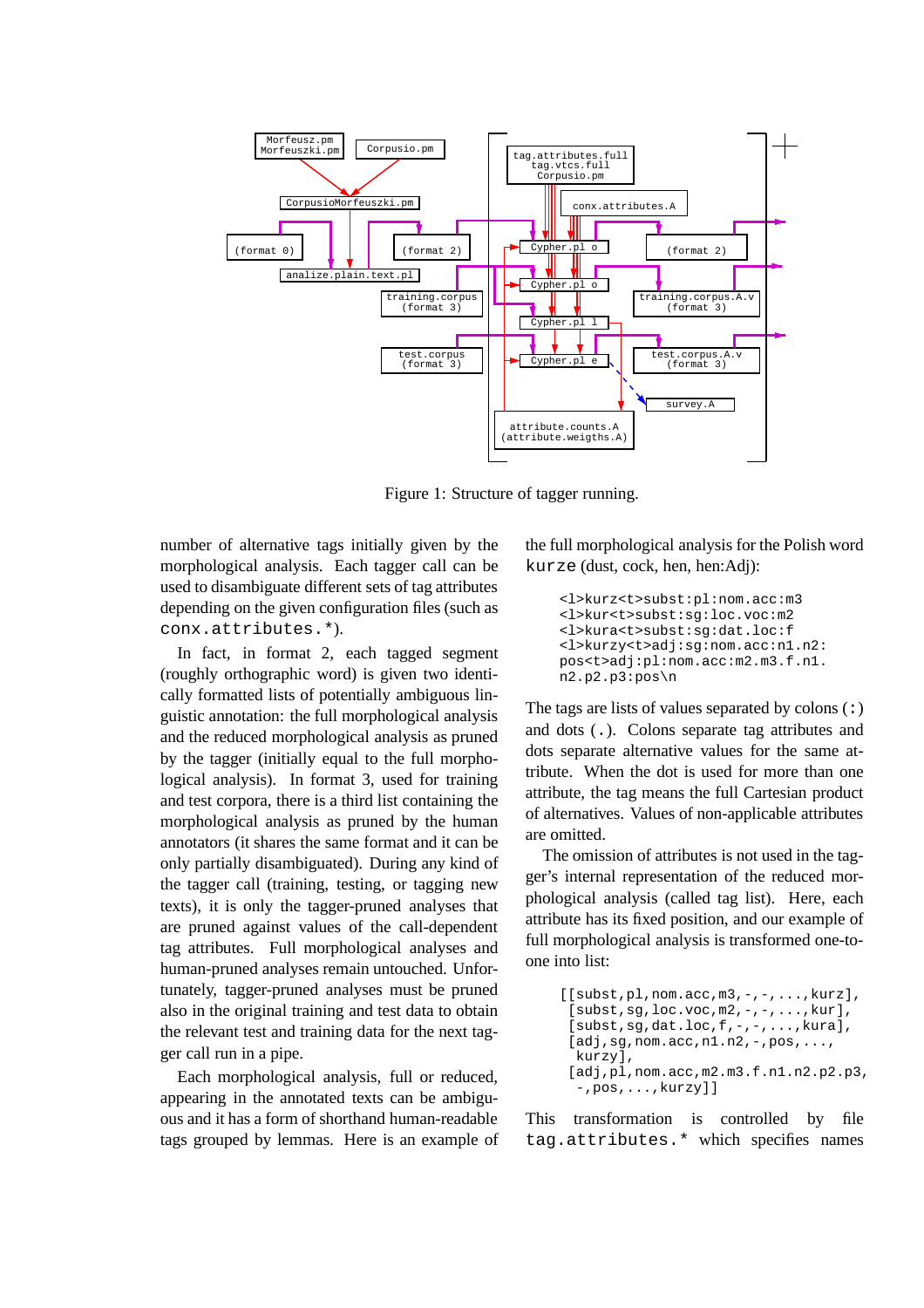Figure 1: Structure of tagger running.

number of alternative tags initially given by the morphological analysis. Each tagger call can be used to disambiguate different sets of tag attributes depending on the given configuration files (such as `conx.attributes.*`).

In fact, in format 2, each tagged segment (roughly orthographic word) is given two identically formatted lists of potentially ambiguous linguistic annotation: the full morphological analysis and the reduced morphological analysis as pruned by the tagger (initially equal to the full morphological analysis). In format 3, used for training and test corpora, there is a third list containing the morphological analysis as pruned by the human annotators (it shares the same format and it can be only partially disambiguated). During any kind of the tagger call (training, testing, or tagging new texts), it is only the tagger-pruned analyses that are pruned against values of the call-dependent tag attributes. Full morphological analyses and human-pruned analyses remain untouched. Unfortunately, tagger-pruned analyses must be pruned also in the original training and test data to obtain the relevant test and training data for the next tagger call run in a pipe.

Each morphological analysis, full or reduced, appearing in the annotated texts can be ambiguous and it has a form of shorthand human-readable tags grouped by lemmas. Here is an example of the full morphological analysis for the Polish word `kurze` (dust, cock, hen, hen:Adj):

```
<l>kurz<t>subst:pl:nom.acc:m3
<l>kur<t>subst:sg:loc.voc:m2
<l>kura<t>subst:sg:dat.loc:f
<l>kurzy<t>adj:sg:nom.acc:n1.n2:
pos<t>adj:pl:nom.acc:m2.m3.f.n1.
n2.p2.p3:pos\n
```

The tags are lists of values separated by colons (`:`) and dots (`.`). Colons separate tag attributes and dots separate alternative values for the same attribute. When the dot is used for more than one attribute, the tag means the full Cartesian product of alternatives. Values of non-applicable attributes are omitted.

The omission of attributes is not used in the tagger's internal representation of the reduced morphological analysis (called tag list). Here, each attribute has its fixed position, and our example of full morphological analysis is transformed one-to-one into list:

```
[[subst,pl,nom.acc,m3,-,-,...,kurz],
 [subst,sg,loc.voc,m2,-,-,...,kur],
 [subst,sg,dat.loc,f,-,-,...,kura],
 [adj,sg,nom.acc,n1.n2,-,pos,...,
  kurzy],
 [adj,pl,nom.acc,m2.m3.f.n1.n2.p2.p3,
  -,pos,...,kurzy]]
```

This transformation is controlled by file `tag.attributes.*` which specifies names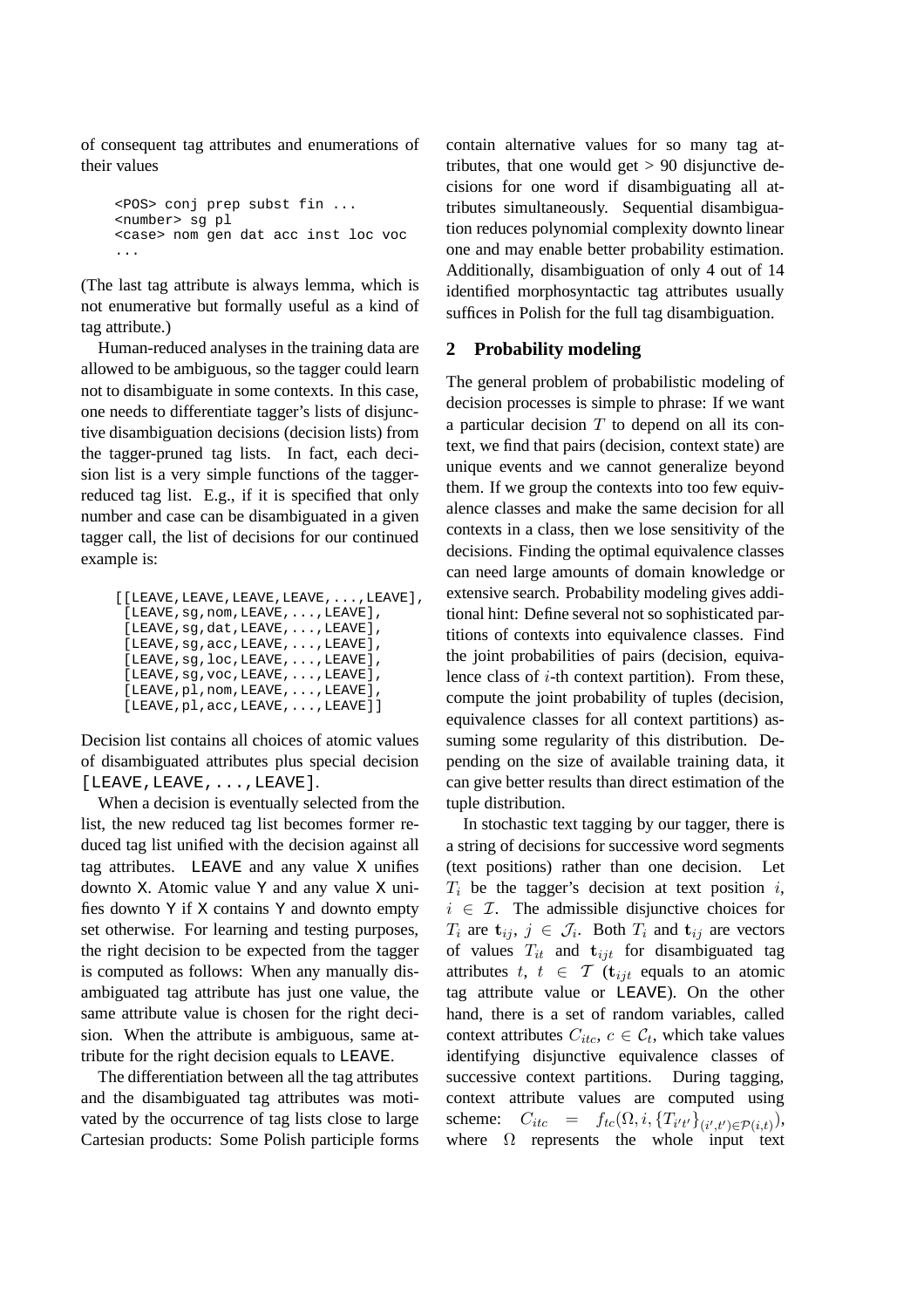of consequent tag attributes and enumerations of their values

```
<POS> conj prep subst fin ...
<number> sg pl
<case> nom gen dat acc inst loc voc
...
```

(The last tag attribute is always lemma, which is not enumerative but formally useful as a kind of tag attribute.)

Human-reduced analyses in the training data are allowed to be ambiguous, so the tagger could learn not to disambiguate in some contexts. In this case, one needs to differentiate tagger's lists of disjunctive disambiguation decisions (decision lists) from the tagger-pruned tag lists. In fact, each decision list is a very simple functions of the tagger-reduced tag list. E.g., if it is specified that only number and case can be disambiguated in a given tagger call, the list of decisions for our continued example is:

```
[[LEAVE,LEAVE,LEAVE,LEAVE,...,LEAVE],
 [LEAVE,sg,nom,LEAVE,...,LEAVE],
 [LEAVE,sg,dat,LEAVE,...,LEAVE],
 [LEAVE,sg,acc,LEAVE,...,LEAVE],
 [LEAVE,sg,loc,LEAVE,...,LEAVE],
 [LEAVE,sg,voc,LEAVE,...,LEAVE],
 [LEAVE,pl,nom,LEAVE,...,LEAVE],
 [LEAVE,pl,acc,LEAVE,...,LEAVE]]
```

Decision list contains all choices of atomic values of disambiguated attributes plus special decision `[LEAVE,LEAVE,...,LEAVE]`.

When a decision is eventually selected from the list, the new reduced tag list becomes former reduced tag list unified with the decision against all tag attributes. `LEAVE` and any value `X` unifies downto `X`. Atomic value `Y` and any value `X` unifies downto `Y` if `X` contains `Y` and downto empty set otherwise. For learning and testing purposes, the right decision to be expected from the tagger is computed as follows: When any manually disambiguated tag attribute has just one value, the same attribute value is chosen for the right decision. When the attribute is ambiguous, same attribute for the right decision equals to `LEAVE`.

The differentiation between all the tag attributes and the disambiguated tag attributes was motivated by the occurrence of tag lists close to large Cartesian products: Some Polish participle forms contain alternative values for so many tag attributes, that one would get > 90 disjunctive decisions for one word if disambiguating all attributes simultaneously. Sequential disambiguation reduces polynomial complexity downto linear one and may enable better probability estimation. Additionally, disambiguation of only 4 out of 14 identified morphosyntactic tag attributes usually suffices in Polish for the full tag disambiguation.

## 2 Probability modeling

The general problem of probabilistic modeling of decision processes is simple to phrase: If we want a particular decision $T$ to depend on all its context, we find that pairs (decision, context state) are unique events and we cannot generalize beyond them. If we group the contexts into too few equivalence classes and make the same decision for all contexts in a class, then we lose sensitivity of the decisions. Finding the optimal equivalence classes can need large amounts of domain knowledge or extensive search. Probability modeling gives additional hint: Define several not so sophisticated partitions of contexts into equivalence classes. Find the joint probabilities of pairs (decision, equivalence class of $i$-th context partition). From these, compute the joint probability of tuples (decision, equivalence classes for all context partitions) assuming some regularity of this distribution. Depending on the size of available training data, it can give better results than direct estimation of the tuple distribution.

In stochastic text tagging by our tagger, there is a string of decisions for successive word segments (text positions) rather than one decision. Let $T_i$ be the tagger's decision at text position $i$, $i \in \mathcal{I}$. The admissible disjunctive choices for $T_i$ are $\mathbf{t}_{ij}$, $j \in \mathcal{J}_i$. Both $T_i$ and $\mathbf{t}_{ij}$ are vectors of values $T_{it}$ and $\mathbf{t}_{ijt}$ for disambiguated tag attributes $t$, $t \in \mathcal{T}$ ($\mathbf{t}_{ijt}$ equals to an atomic tag attribute value or `LEAVE`). On the other hand, there is a set of random variables, called context attributes $C_{itc}$, $c \in \mathcal{C}_t$, which take values identifying disjunctive equivalence classes of successive context partitions. During tagging, context attribute values are computed using scheme: $C_{itc} = f_{tc}(\Omega, i, \{T_{i't'}\}_{(i',t') \in \mathcal{P}(i,t)})$, where $\Omega$ represents the whole input text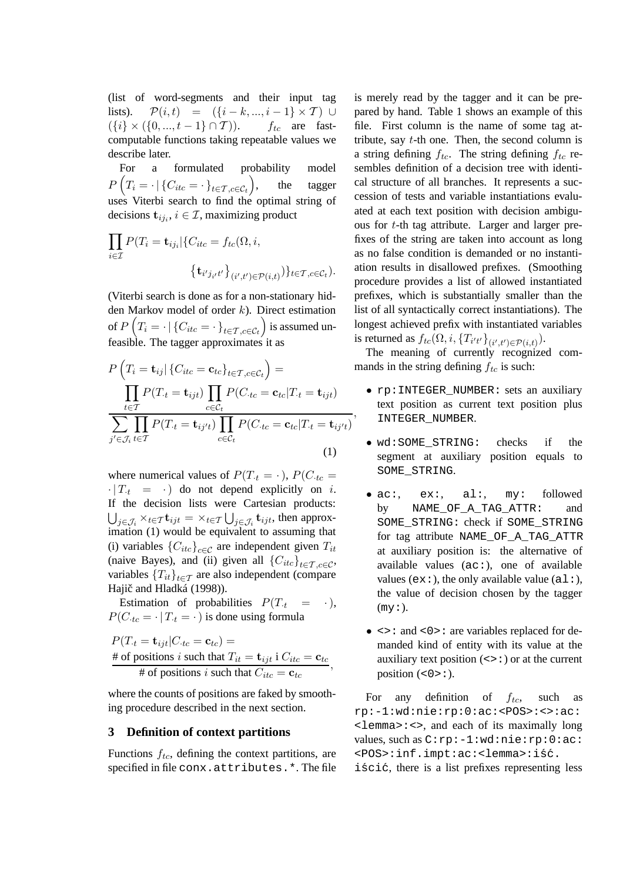(list of word-segments and their input tag lists). $\mathcal{P}(i,t) = (\{i-k,...,i-1\} \times \mathcal{T}) \cup (\{i\} \times (\{0,...,t-1\} \cap \mathcal{T}))$. $f_{tc}$ are fast-computable functions taking repeatable values we describe later.

For a formulated probability model $P\left(T_i = \cdot \,|\, \{C_{itc} = \cdot\}_{t\in\mathcal{T},c\in\mathcal{C}_t}\right)$, the tagger uses Viterbi search to find the optimal string of decisions $\mathbf{t}_{ij_i}$, $i \in \mathcal{I}$, maximizing product

$$\prod_{i\in\mathcal{I}} P(T_i = \mathbf{t}_{ij_i} | \{C_{itc} = f_{tc}(\Omega, i, \{\mathbf{t}_{i'j_{i'}t'}\}_{(i',t')\in\mathcal{P}(i,t)})\}_{t\in\mathcal{T},c\in\mathcal{C}_t}).$$

(Viterbi search is done as for a non-stationary hidden Markov model of order $k$). Direct estimation of $P\left(T_i = \cdot \,|\, \{C_{itc} = \cdot\}_{t\in\mathcal{T},c\in\mathcal{C}_t}\right)$ is assumed unfeasible. The tagger approximates it as

$$P\left(T_i = \mathbf{t}_{ij} | \{C_{itc} = \mathbf{c}_{tc}\}_{t\in\mathcal{T},c\in\mathcal{C}_t}\right) = \frac{\prod_{t\in\mathcal{T}} P(T_{\cdot t} = \mathbf{t}_{ijt}) \prod_{c\in\mathcal{C}_t} P(C_{\cdot tc} = \mathbf{c}_{tc} | T_{\cdot t} = \mathbf{t}_{ijt})}{\sum_{j'\in\mathcal{J}_i} \prod_{t\in\mathcal{T}} P(T_{\cdot t} = \mathbf{t}_{ij't}) \prod_{c\in\mathcal{C}_t} P(C_{\cdot tc} = \mathbf{c}_{tc} | T_{\cdot t} = \mathbf{t}_{ij't})}, \tag{1}$$

where numerical values of $P(T_{\cdot t} = \cdot)$, $P(C_{\cdot tc} = \cdot \,|\, T_{\cdot t} = \cdot)$ do not depend explicitly on $i$. If the decision lists were Cartesian products: $\bigcup_{j\in\mathcal{J}_i} \times_{t\in\mathcal{T}} \mathbf{t}_{ijt} = \times_{t\in\mathcal{T}} \bigcup_{j\in\mathcal{J}_i} \mathbf{t}_{ijt}$, then approximation (1) would be equivalent to assuming that (i) variables $\{C_{itc}\}_{c\in\mathcal{C}}$ are independent given $T_{it}$ (naive Bayes), and (ii) given all $\{C_{itc}\}_{t\in\mathcal{T},c\in\mathcal{C}}$, variables $\{T_{it}\}_{t\in\mathcal{T}}$ are also independent (compare Hajič and Hladká (1998)).

Estimation of probabilities $P(T_{\cdot t} = \cdot)$, $P(C_{\cdot tc} = \cdot \,|\, T_{\cdot t} = \cdot)$ is done using formula

$$P(T_{\cdot t} = \mathbf{t}_{ijt} | C_{\cdot tc} = \mathbf{c}_{tc}) = \frac{\text{\# of positions } i \text{ such that } T_{it} = \mathbf{t}_{ijt} \text{ i } C_{itc} = \mathbf{c}_{tc}}{\text{\# of positions } i \text{ such that } C_{itc} = \mathbf{c}_{tc}},$$

where the counts of positions are faked by smoothing procedure described in the next section.

## 3 Definition of context partitions

Functions $f_{tc}$, defining the context partitions, are specified in file `conx.attributes.*`. The file is merely read by the tagger and it can be prepared by hand. Table 1 shows an example of this file. First column is the name of some tag attribute, say $t$-th one. Then, the second column is a string defining $f_{tc}$. The string defining $f_{tc}$ resembles definition of a decision tree with identical structure of all branches. It represents a succession of tests and variable instantiations evaluated at each text position with decision ambiguous for $t$-th tag attribute. Larger and larger prefixes of the string are taken into account as long as no false condition is demanded or no instantiation results in disallowed prefixes. (Smoothing procedure provides a list of allowed instantiated prefixes, which is substantially smaller than the list of all syntactically correct instantiations). The longest achieved prefix with instantiated variables is returned as $f_{tc}(\Omega, i, \{T_{i't'}\}_{(i',t')\in\mathcal{P}(i,t)})$.

The meaning of currently recognized commands in the string defining $f_{tc}$ is such:

- `rp:INTEGER_NUMBER:` sets an auxiliary text position as current text position plus `INTEGER_NUMBER`.
- `wd:SOME_STRING:` checks if the segment at auxiliary position equals to `SOME_STRING`.
- `ac:`, `ex:`, `al:`, `my:` followed by `NAME_OF_A_TAG_ATTR:` and `SOME_STRING:` check if `SOME_STRING` for tag attribute `NAME_OF_A_TAG_ATTR` at auxiliary position is: the alternative of available values (`ac:`), one of available values (`ex:`), the only available value (`al:`), the value of decision chosen by the tagger (`my:`).
- `<>:` and `<0>:` are variables replaced for demanded kind of entity with its value at the auxiliary text position (`<>:`) or at the current position (`<0>:`).

For any definition of $f_{tc}$, such as `rp:-1:wd:nie:rp:0:ac:<POS>:<>:ac:<lemma>:<>`, and each of its maximally long values, such as `C:rp:-1:wd:nie:rp:0:ac:<POS>:inf.impt:ac:<lemma>:iść.iścić`, there is a list prefixes representing less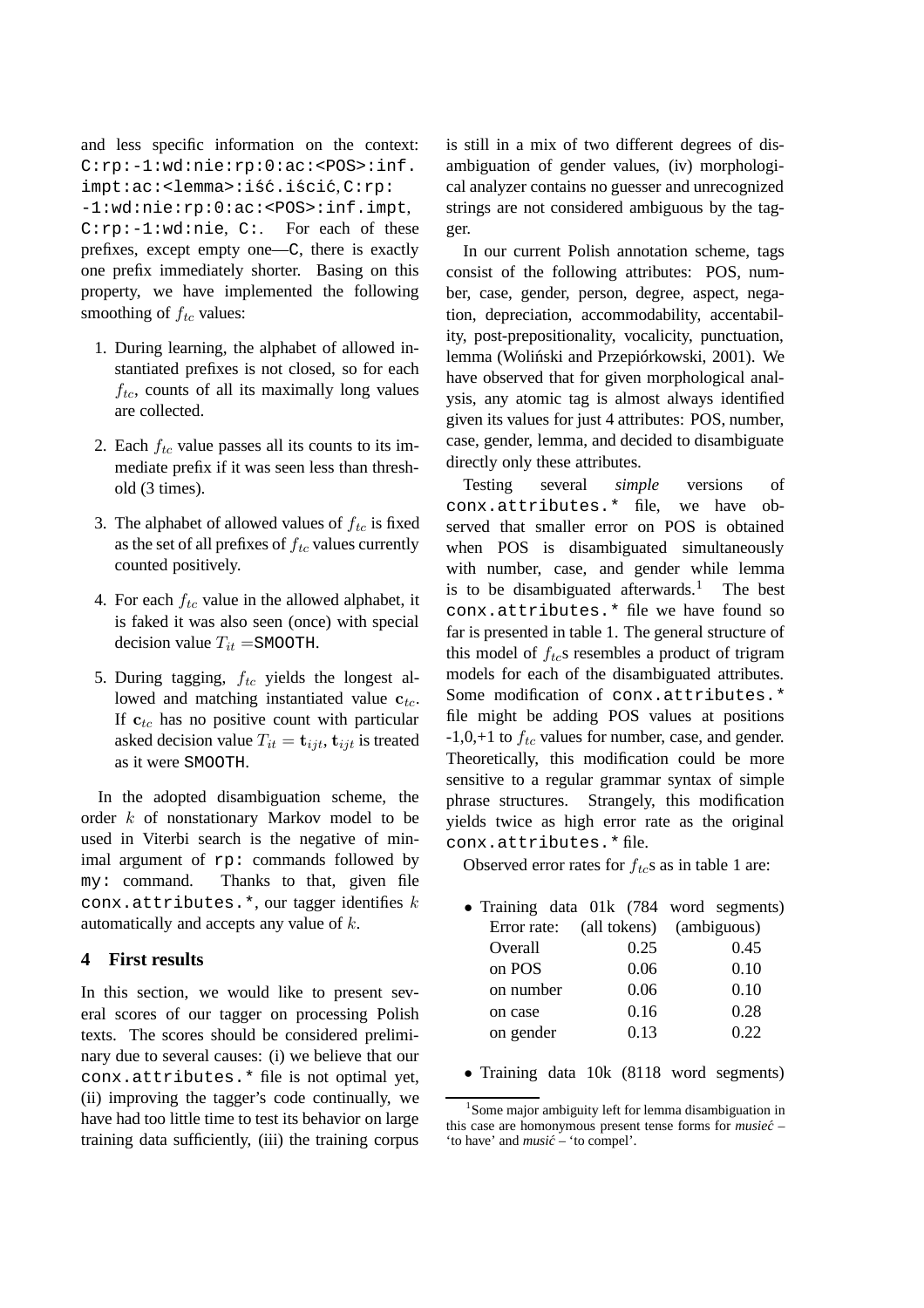and less specific information on the context: `C:rp:-1:wd:nie:rp:0:ac:<POS>:inf.impt:ac:<lemma>:iść.iścić`, `C:rp:-1:wd:nie:rp:0:ac:<POS>:inf.impt`, `C:rp:-1:wd:nie`, `C:`. For each of these prefixes, except empty one—`C`, there is exactly one prefix immediately shorter. Basing on this property, we have implemented the following smoothing of $f_{tc}$ values:

1. During learning, the alphabet of allowed instantiated prefixes is not closed, so for each $f_{tc}$, counts of all its maximally long values are collected.
2. Each $f_{tc}$ value passes all its counts to its immediate prefix if it was seen less than threshold (3 times).
3. The alphabet of allowed values of $f_{tc}$ is fixed as the set of all prefixes of $f_{tc}$ values currently counted positively.
4. For each $f_{tc}$ value in the allowed alphabet, it is faked it was also seen (once) with special decision value $T_{it}$ =`SMOOTH`.
5. During tagging, $f_{tc}$ yields the longest allowed and matching instantiated value $\mathbf{c}_{tc}$. If $\mathbf{c}_{tc}$ has no positive count with particular asked decision value $T_{it} = \mathbf{t}_{ijt}$, $\mathbf{t}_{ijt}$ is treated as it were `SMOOTH`.

In the adopted disambiguation scheme, the order $k$ of nonstationary Markov model to be used in Viterbi search is the negative of minimal argument of `rp:` commands followed by `my:` command. Thanks to that, given file `conx.attributes.*`, our tagger identifies $k$ automatically and accepts any value of $k$.

## 4 First results

In this section, we would like to present several scores of our tagger on processing Polish texts. The scores should be considered preliminary due to several causes: (i) we believe that our `conx.attributes.*` file is not optimal yet, (ii) improving the tagger's code continually, we have had too little time to test its behavior on large training data sufficiently, (iii) the training corpus is still in a mix of two different degrees of disambiguation of gender values, (iv) morphological analyzer contains no guesser and unrecognized strings are not considered ambiguous by the tagger.

In our current Polish annotation scheme, tags consist of the following attributes: POS, number, case, gender, person, degree, aspect, negation, depreciation, accommodability, accentability, post-prepositionality, vocalicity, punctuation, lemma (Woliński and Przepiórkowski, 2001). We have observed that for given morphological analysis, any atomic tag is almost always identified given its values for just 4 attributes: POS, number, case, gender, lemma, and decided to disambiguate directly only these attributes.

Testing several *simple* versions of `conx.attributes.*` file, we have observed that smaller error on POS is obtained when POS is disambiguated simultaneously with number, case, and gender while lemma is to be disambiguated afterwards.[1] The best `conx.attributes.*` file we have found so far is presented in table 1. The general structure of this model of $f_{tc}$s resembles a product of trigram models for each of the disambiguated attributes. Some modification of `conx.attributes.*` file might be adding POS values at positions -1,0,+1 to $f_{tc}$ values for number, case, and gender. Theoretically, this modification could be more sensitive to a regular grammar syntax of simple phrase structures. Strangely, this modification yields twice as high error rate as the original `conx.attributes.*` file.

Observed error rates for $f_{tc}$s as in table 1 are:

- Training data 01k (784 word segments)

| Error rate: | (all tokens) | (ambiguous) |
|---|---|---|
| Overall | 0.25 | 0.45 |
| on POS | 0.06 | 0.10 |
| on number | 0.06 | 0.10 |
| on case | 0.16 | 0.28 |
| on gender | 0.13 | 0.22 |

- Training data 10k (8118 word segments)

[1] Some major ambiguity left for lemma disambiguation in this case are homonymous present tense forms for *musieć* – 'to have' and *musić* – 'to compel'.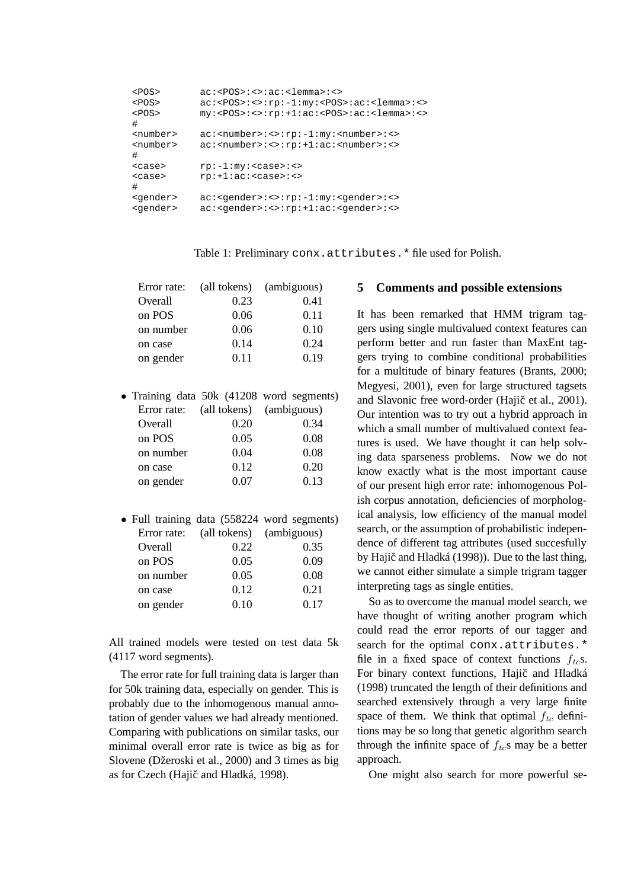```
<POS>       ac:<POS>:<>:ac:<lemma>:<>
<POS>       ac:<POS>:<>:rp:-1:my:<POS>:ac:<lemma>:<>
<POS>       my:<POS>:<>:rp:+1:ac:<POS>:ac:<lemma>:<>
#
<number>    ac:<number>:<>:rp:-1:my:<number>:<>
<number>    ac:<number>:<>:rp:+1:ac:<number>:<>
#
<case>      rp:-1:my:<case>:<>
<case>      rp:+1:ac:<case>:<>
#
<gender>    ac:<gender>:<>:rp:-1:my:<gender>:<>
<gender>    ac:<gender>:<>:rp:+1:ac:<gender>:<>
```

Table 1: Preliminary `conx.attributes.*` file used for Polish.

| Error rate: | (all tokens) | (ambiguous) |
|---|---|---|
| Overall | 0.23 | 0.41 |
| on POS | 0.06 | 0.11 |
| on number | 0.06 | 0.10 |
| on case | 0.14 | 0.24 |
| on gender | 0.11 | 0.19 |

- Training data 50k (41208 word segments)

| Error rate: | (all tokens) | (ambiguous) |
|---|---|---|
| Overall | 0.20 | 0.34 |
| on POS | 0.05 | 0.08 |
| on number | 0.04 | 0.08 |
| on case | 0.12 | 0.20 |
| on gender | 0.07 | 0.13 |

- Full training data (558224 word segments)

| Error rate: | (all tokens) | (ambiguous) |
|---|---|---|
| Overall | 0.22 | 0.35 |
| on POS | 0.05 | 0.09 |
| on number | 0.05 | 0.08 |
| on case | 0.12 | 0.21 |
| on gender | 0.10 | 0.17 |

All trained models were tested on test data 5k (4117 word segments).

The error rate for full training data is larger than for 50k training data, especially on gender. This is probably due to the inhomogenous manual annotation of gender values we had already mentioned. Comparing with publications on similar tasks, our minimal overall error rate is twice as big as for Slovene (Džeroski et al., 2000) and 3 times as big as for Czech (Hajič and Hladká, 1998).

## 5 Comments and possible extensions

It has been remarked that HMM trigram taggers using single multivalued context features can perform better and run faster than MaxEnt taggers trying to combine conditional probabilities for a multitude of binary features (Brants, 2000; Megyesi, 2001), even for large structured tagsets and Slavonic free word-order (Hajič et al., 2001). Our intention was to try out a hybrid approach in which a small number of multivalued context features is used. We have thought it can help solving data sparseness problems. Now we do not know exactly what is the most important cause of our present high error rate: inhomogenous Polish corpus annotation, deficiencies of morphological analysis, low efficiency of the manual model search, or the assumption of probabilistic independence of different tag attributes (used succesfully by Hajič and Hladká (1998)). Due to the last thing, we cannot either simulate a simple trigram tagger interpreting tags as single entities.

So as to overcome the manual model search, we have thought of writing another program which could read the error reports of our tagger and search for the optimal `conx.attributes.*` file in a fixed space of context functions $f_{tc}$s. For binary context functions, Hajič and Hladká (1998) truncated the length of their definitions and searched extensively through a very large finite space of them. We think that optimal $f_{tc}$ definitions may be so long that genetic algorithm search through the infinite space of $f_{tc}$s may be a better approach.

One might also search for more powerful se-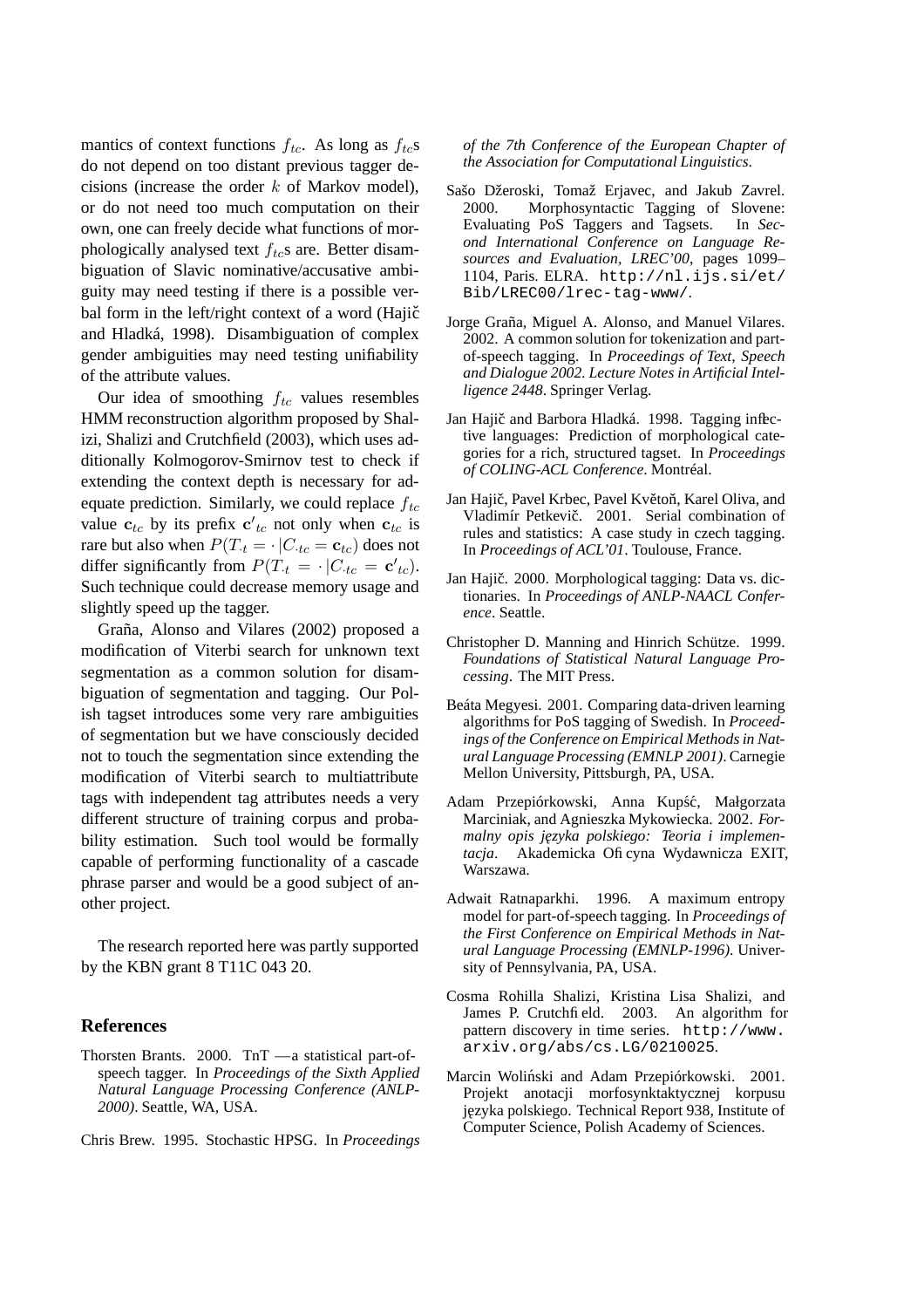mantics of context functions $f_{tc}$. As long as $f_{tc}$s do not depend on too distant previous tagger decisions (increase the order $k$ of Markov model), or do not need too much computation on their own, one can freely decide what functions of morphologically analysed text $f_{tc}$s are. Better disambiguation of Slavic nominative/accusative ambiguity may need testing if there is a possible verbal form in the left/right context of a word (Hajič and Hladká, 1998). Disambiguation of complex gender ambiguities may need testing unifiability of the attribute values.

Our idea of smoothing $f_{tc}$ values resembles HMM reconstruction algorithm proposed by Shalizi, Shalizi and Crutchfield (2003), which uses additionally Kolmogorov-Smirnov test to check if extending the context depth is necessary for adequate prediction. Similarly, we could replace $f_{tc}$ value $\mathbf{c}_{tc}$ by its prefix $\mathbf{c'}_{tc}$ not only when $\mathbf{c}_{tc}$ is rare but also when $P(T_{\cdot t} = \cdot | C_{\cdot tc} = \mathbf{c}_{tc})$ does not differ significantly from $P(T_{\cdot t} = \cdot | C_{\cdot tc} = \mathbf{c'}_{tc})$. Such technique could decrease memory usage and slightly speed up the tagger.

Graña, Alonso and Vilares (2002) proposed a modification of Viterbi search for unknown text segmentation as a common solution for disambiguation of segmentation and tagging. Our Polish tagset introduces some very rare ambiguities of segmentation but we have consciously decided not to touch the segmentation since extending the modification of Viterbi search to multiattribute tags with independent tag attributes needs a very different structure of training corpus and probability estimation. Such tool would be formally capable of performing functionality of a cascade phrase parser and would be a good subject of another project.

The research reported here was partly supported by the KBN grant 8 T11C 043 20.

## References

Thorsten Brants. 2000. TnT — a statistical part-of-speech tagger. In *Proceedings of the Sixth Applied Natural Language Processing Conference (ANLP-2000)*. Seattle, WA, USA.

Chris Brew. 1995. Stochastic HPSG. In *Proceedings of the 7th Conference of the European Chapter of the Association for Computational Linguistics*.

Sašo Džeroski, Tomaž Erjavec, and Jakub Zavrel. 2000. Morphosyntactic Tagging of Slovene: Evaluating PoS Taggers and Tagsets. In *Second International Conference on Language Resources and Evaluation, LREC'00*, pages 1099–1104, Paris. ELRA. http://nl.ijs.si/et/Bib/LREC00/lrec-tag-www/.

Jorge Graña, Miguel A. Alonso, and Manuel Vilares. 2002. A common solution for tokenization and part-of-speech tagging. In *Proceedings of Text, Speech and Dialogue 2002. Lecture Notes in Artificial Intelligence 2448*. Springer Verlag.

Jan Hajič and Barbora Hladká. 1998. Tagging inflective languages: Prediction of morphological categories for a rich, structured tagset. In *Proceedings of COLING-ACL Conference*. Montréal.

Jan Hajič, Pavel Krbec, Pavel Květoň, Karel Oliva, and Vladimír Petkevič. 2001. Serial combination of rules and statistics: A case study in czech tagging. In *Proceedings of ACL'01*. Toulouse, France.

Jan Hajič. 2000. Morphological tagging: Data vs. dictionaries. In *Proceedings of ANLP-NAACL Conference*. Seattle.

Christopher D. Manning and Hinrich Schütze. 1999. *Foundations of Statistical Natural Language Processing*. The MIT Press.

Beáta Megyesi. 2001. Comparing data-driven learning algorithms for PoS tagging of Swedish. In *Proceedings of the Conference on Empirical Methods in Natural Language Processing (EMNLP 2001)*. Carnegie Mellon University, Pittsburgh, PA, USA.

Adam Przepiórkowski, Anna Kupść, Małgorzata Marciniak, and Agnieszka Mykowiecka. 2002. *Formalny opis języka polskiego: Teoria i implementacja*. Akademicka Oficyna Wydawnicza EXIT, Warszawa.

Adwait Ratnaparkhi. 1996. A maximum entropy model for part-of-speech tagging. In *Proceedings of the First Conference on Empirical Methods in Natural Language Processing (EMNLP-1996)*. University of Pennsylvania, PA, USA.

Cosma Rohilla Shalizi, Kristina Lisa Shalizi, and James P. Crutchfield. 2003. An algorithm for pattern discovery in time series. http://www.arxiv.org/abs/cs.LG/0210025.

Marcin Woliński and Adam Przepiórkowski. 2001. Projekt anotacji morfosynktaktycznej korpusu języka polskiego. Technical Report 938, Institute of Computer Science, Polish Academy of Sciences.